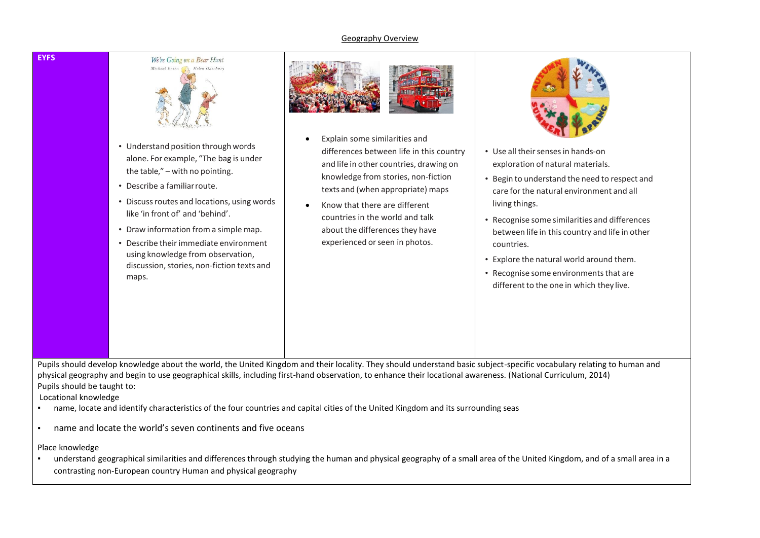# Geography Overview

| EYFS | | | |
|---|---|---|---|
| | • Understand position through words alone. For example, "The bag is under the table," – with no pointing.<br>• Describe a familiar route.<br>• Discuss routes and locations, using words like 'in front of' and 'behind'.<br>• Draw information from a simple map.<br>• Describe their immediate environment using knowledge from observation, discussion, stories, non-fiction texts and maps. | • Explain some similarities and differences between life in this country and life in other countries, drawing on knowledge from stories, non-fiction texts and (when appropriate) maps<br>• Know that there are different countries in the world and talk about the differences they have experienced or seen in photos. | • Use all their senses in hands-on exploration of natural materials.<br>• Begin to understand the need to respect and care for the natural environment and all living things.<br>• Recognise some similarities and differences between life in this country and life in other countries.<br>• Explore the natural world around them.<br>• Recognise some environments that are different to the one in which they live. |

Pupils should develop knowledge about the world, the United Kingdom and their locality. They should understand basic subject-specific vocabulary relating to human and physical geography and begin to use geographical skills, including first-hand observation, to enhance their locational awareness. (National Curriculum, 2014)

Pupils should be taught to:

Locational knowledge

- name, locate and identify characteristics of the four countries and capital cities of the United Kingdom and its surrounding seas
- name and locate the world's seven continents and five oceans

Place knowledge

- understand geographical similarities and differences through studying the human and physical geography of a small area of the United Kingdom, and of a small area in a contrasting non-European country Human and physical geography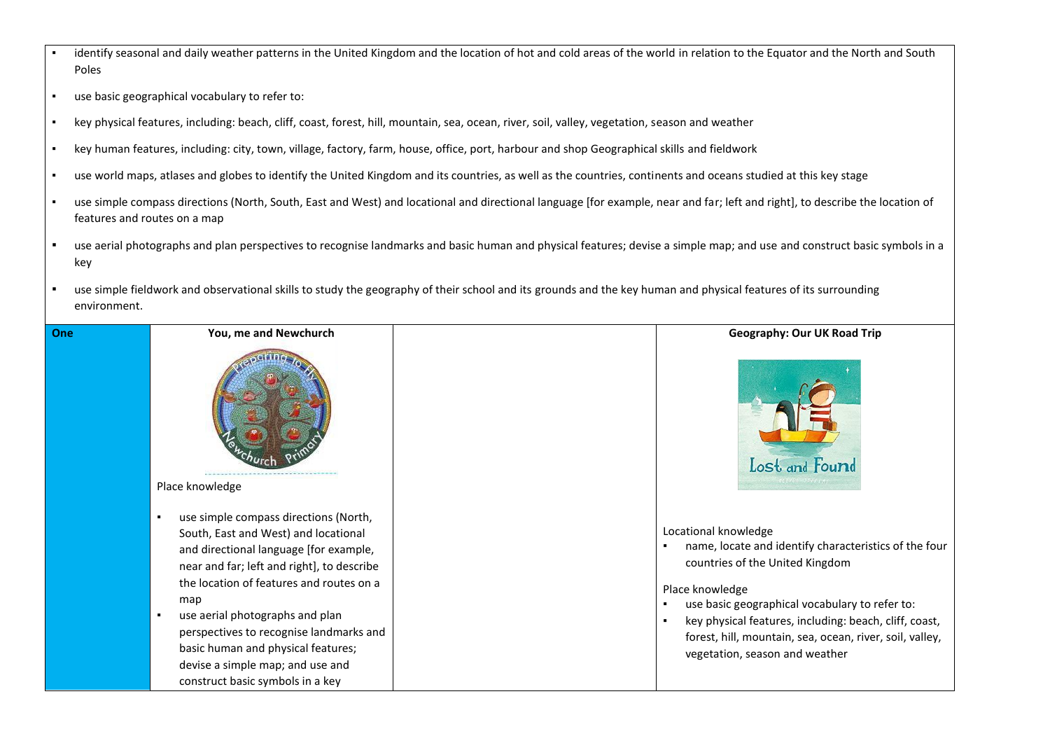- identify seasonal and daily weather patterns in the United Kingdom and the location of hot and cold areas of the world in relation to the Equator and the North and South Poles
- use basic geographical vocabulary to refer to:
- key physical features, including: beach, cliff, coast, forest, hill, mountain, sea, ocean, river, soil, valley, vegetation, season and weather
- key human features, including: city, town, village, factory, farm, house, office, port, harbour and shop Geographical skills and fieldwork
- use world maps, atlases and globes to identify the United Kingdom and its countries, as well as the countries, continents and oceans studied at this key stage
- use simple compass directions (North, South, East and West) and locational and directional language [for example, near and far; left and right], to describe the location of features and routes on a map
- use aerial photographs and plan perspectives to recognise landmarks and basic human and physical features; devise a simple map; and use and construct basic symbols in a key
- use simple fieldwork and observational skills to study the geography of their school and its grounds and the key human and physical features of its surrounding environment.

| One | You, me and Newchurch | | Geography: Our UK Road Trip |
|---|---|---|---|
| | Place knowledge<br>• use simple compass directions (North, South, East and West) and locational and directional language [for example, near and far; left and right], to describe the location of features and routes on a map<br>• use aerial photographs and plan perspectives to recognise landmarks and basic human and physical features; devise a simple map; and use and construct basic symbols in a key | | Locational knowledge<br>• name, locate and identify characteristics of the four countries of the United Kingdom<br><br>Place knowledge<br>• use basic geographical vocabulary to refer to:<br>• key physical features, including: beach, cliff, coast, forest, hill, mountain, sea, ocean, river, soil, valley, vegetation, season and weather |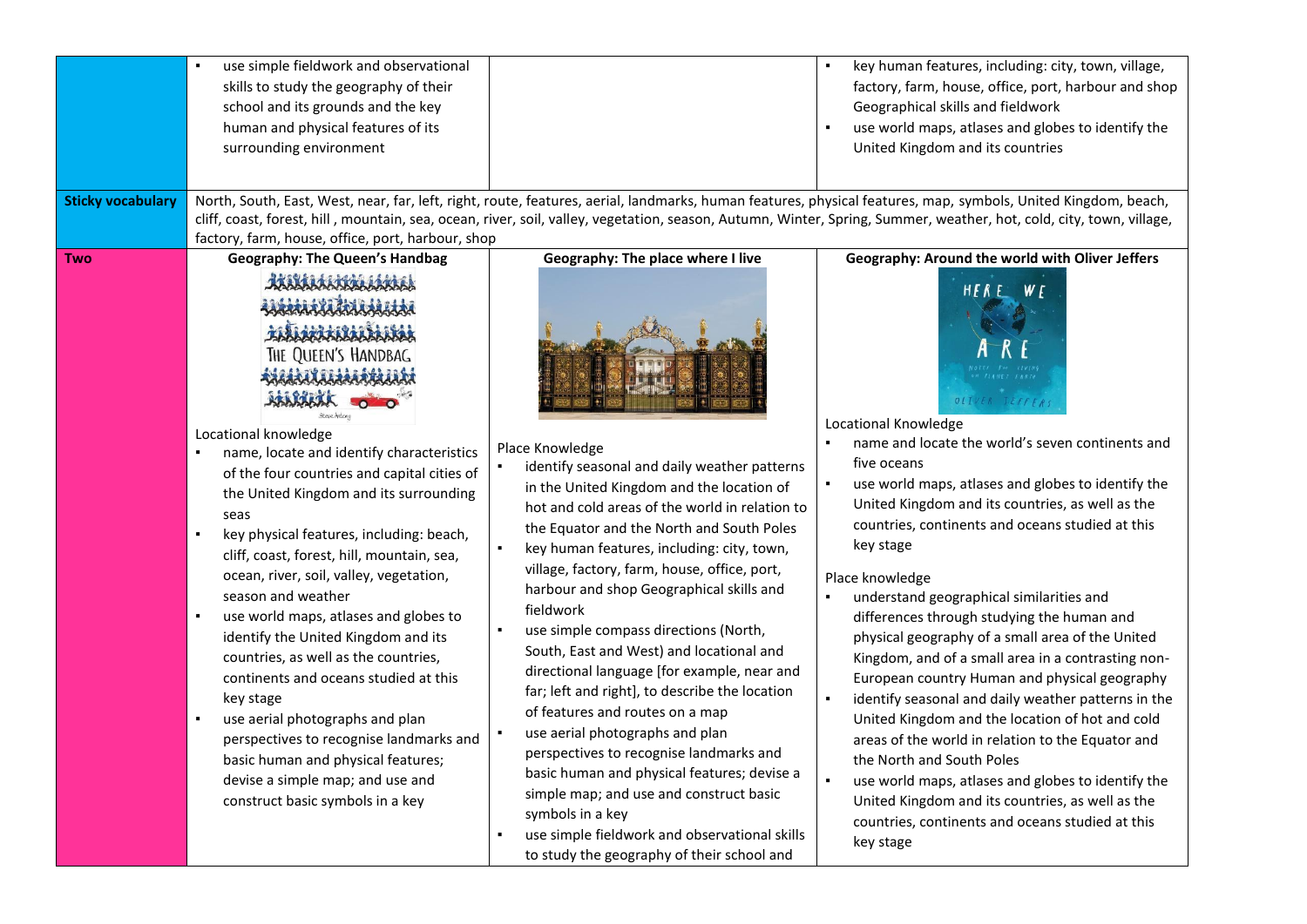| | | | |
|---|---|---|---|
| | ▪ use simple fieldwork and observational skills to study the geography of their school and its grounds and the key human and physical features of its surrounding environment | | ▪ key human features, including: city, town, village, factory, farm, house, office, port, harbour and shop Geographical skills and fieldwork<br>▪ use world maps, atlases and globes to identify the United Kingdom and its countries |
| **Sticky vocabulary** | North, South, East, West, near, far, left, right, route, features, aerial, landmarks, human features, physical features, map, symbols, United Kingdom, beach, cliff, coast, forest, hill , mountain, sea, ocean, river, soil, valley, vegetation, season, Autumn, Winter, Spring, Summer, weather, hot, cold, city, town, village, factory, farm, house, office, port, harbour, shop | | |
| **Two** | **Geography: The Queen's Handbag**<br><br>Locational knowledge<br>▪ name, locate and identify characteristics of the four countries and capital cities of the United Kingdom and its surrounding seas<br>▪ key physical features, including: beach, cliff, coast, forest, hill, mountain, sea, ocean, river, soil, valley, vegetation, season and weather<br>▪ use world maps, atlases and globes to identify the United Kingdom and its countries, as well as the countries, continents and oceans studied at this key stage<br>▪ use aerial photographs and plan perspectives to recognise landmarks and basic human and physical features; devise a simple map; and use and construct basic symbols in a key | **Geography: The place where I live**<br><br>Place Knowledge<br>▪ identify seasonal and daily weather patterns in the United Kingdom and the location of hot and cold areas of the world in relation to the Equator and the North and South Poles<br>▪ key human features, including: city, town, village, factory, farm, house, office, port, harbour and shop Geographical skills and fieldwork<br>▪ use simple compass directions (North, South, East and West) and locational and directional language [for example, near and far; left and right], to describe the location of features and routes on a map<br>▪ use aerial photographs and plan perspectives to recognise landmarks and basic human and physical features; devise a simple map; and use and construct basic symbols in a key<br>▪ use simple fieldwork and observational skills to study the geography of their school and | **Geography: Around the world with Oliver Jeffers**<br><br>Locational Knowledge<br>▪ name and locate the world's seven continents and five oceans<br>▪ use world maps, atlases and globes to identify the United Kingdom and its countries, as well as the countries, continents and oceans studied at this key stage<br><br>Place knowledge<br>▪ understand geographical similarities and differences through studying the human and physical geography of a small area of the United Kingdom, and of a small area in a contrasting non-European country Human and physical geography<br>▪ identify seasonal and daily weather patterns in the United Kingdom and the location of hot and cold areas of the world in relation to the Equator and the North and South Poles<br>▪ use world maps, atlases and globes to identify the United Kingdom and its countries, as well as the countries, continents and oceans studied at this key stage |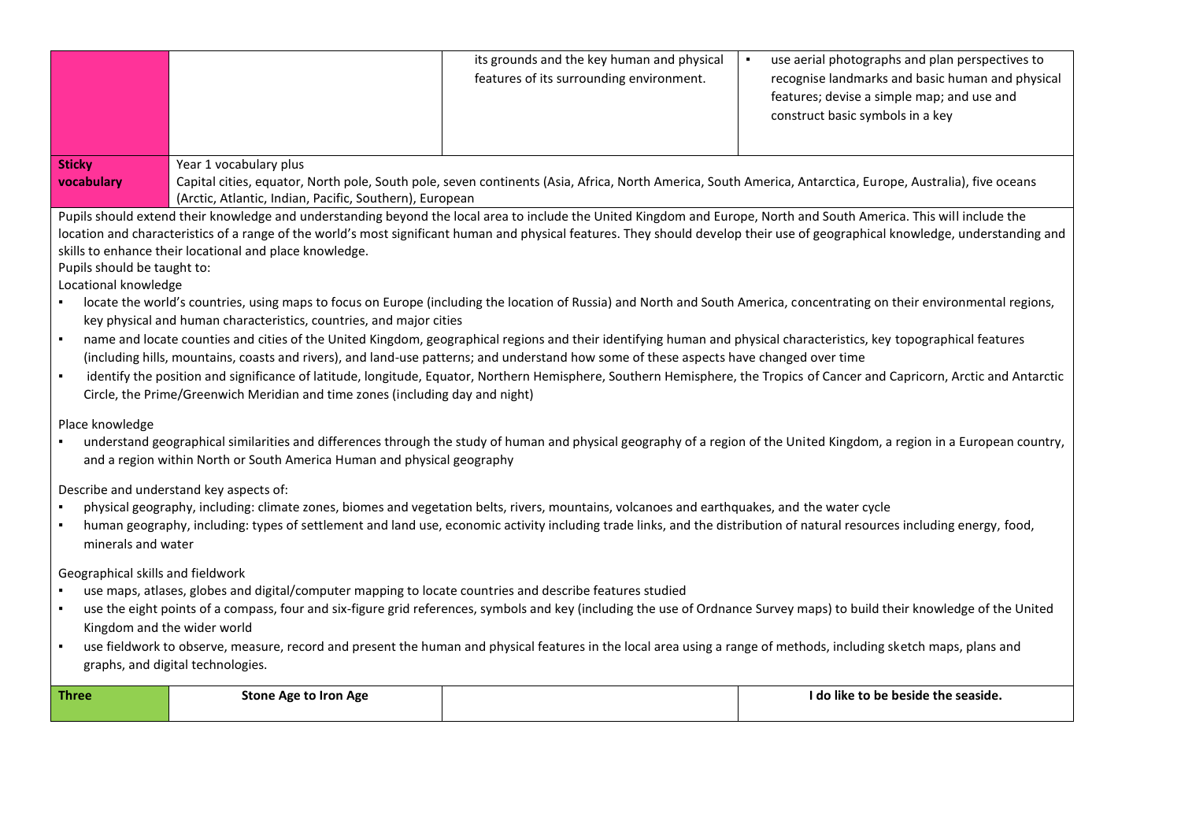| | | | |
|---|---|---|---|
| | | its grounds and the key human and physical features of its surrounding environment. | ▪ use aerial photographs and plan perspectives to recognise landmarks and basic human and physical features; devise a simple map; and use and construct basic symbols in a key |
| **Sticky vocabulary** | Year 1 vocabulary plus<br>Capital cities, equator, North pole, South pole, seven continents (Asia, Africa, North America, South America, Antarctica, Europe, Australia), five oceans (Arctic, Atlantic, Indian, Pacific, Southern), European | | |

Pupils should extend their knowledge and understanding beyond the local area to include the United Kingdom and Europe, North and South America. This will include the location and characteristics of a range of the world's most significant human and physical features. They should develop their use of geographical knowledge, understanding and skills to enhance their locational and place knowledge.

Pupils should be taught to:

Locational knowledge

- locate the world's countries, using maps to focus on Europe (including the location of Russia) and North and South America, concentrating on their environmental regions, key physical and human characteristics, countries, and major cities
- name and locate counties and cities of the United Kingdom, geographical regions and their identifying human and physical characteristics, key topographical features (including hills, mountains, coasts and rivers), and land-use patterns; and understand how some of these aspects have changed over time
- identify the position and significance of latitude, longitude, Equator, Northern Hemisphere, Southern Hemisphere, the Tropics of Cancer and Capricorn, Arctic and Antarctic Circle, the Prime/Greenwich Meridian and time zones (including day and night)

Place knowledge

- understand geographical similarities and differences through the study of human and physical geography of a region of the United Kingdom, a region in a European country, and a region within North or South America Human and physical geography

Describe and understand key aspects of:

- physical geography, including: climate zones, biomes and vegetation belts, rivers, mountains, volcanoes and earthquakes, and the water cycle
- human geography, including: types of settlement and land use, economic activity including trade links, and the distribution of natural resources including energy, food, minerals and water

Geographical skills and fieldwork

- use maps, atlases, globes and digital/computer mapping to locate countries and describe features studied
- use the eight points of a compass, four and six-figure grid references, symbols and key (including the use of Ordnance Survey maps) to build their knowledge of the United Kingdom and the wider world
- use fieldwork to observe, measure, record and present the human and physical features in the local area using a range of methods, including sketch maps, plans and graphs, and digital technologies.

| | | | |
|---|---|---|---|
| **Three** | **Stone Age to Iron Age** | | **I do like to be beside the seaside.** |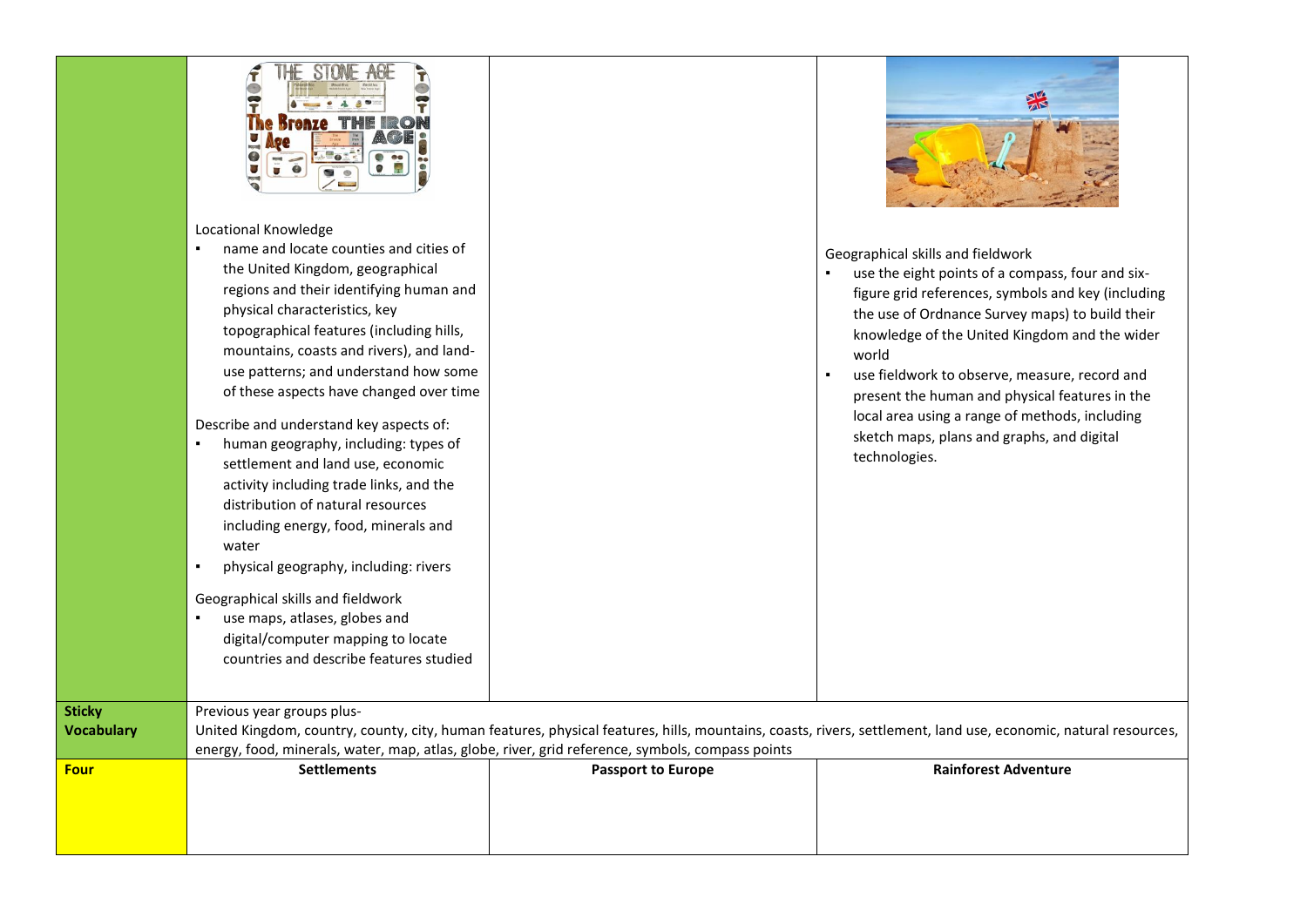| | | | |
|---|---|---|---|
| | Locational Knowledge<br>▪ name and locate counties and cities of the United Kingdom, geographical regions and their identifying human and physical characteristics, key topographical features (including hills, mountains, coasts and rivers), and land-use patterns; and understand how some of these aspects have changed over time<br><br>Describe and understand key aspects of:<br>▪ human geography, including: types of settlement and land use, economic activity including trade links, and the distribution of natural resources including energy, food, minerals and water<br>▪ physical geography, including: rivers<br><br>Geographical skills and fieldwork<br>▪ use maps, atlases, globes and digital/computer mapping to locate countries and describe features studied | | Geographical skills and fieldwork<br>▪ use the eight points of a compass, four and six-figure grid references, symbols and key (including the use of Ordnance Survey maps) to build their knowledge of the United Kingdom and the wider world<br>▪ use fieldwork to observe, measure, record and present the human and physical features in the local area using a range of methods, including sketch maps, plans and graphs, and digital technologies. |
| **Sticky Vocabulary** | Previous year groups plus-<br>United Kingdom, country, county, city, human features, physical features, hills, mountains, coasts, rivers, settlement, land use, economic, natural resources, energy, food, minerals, water, map, atlas, globe, river, grid reference, symbols, compass points | | |
| **Four** | **Settlements** | **Passport to Europe** | **Rainforest Adventure** |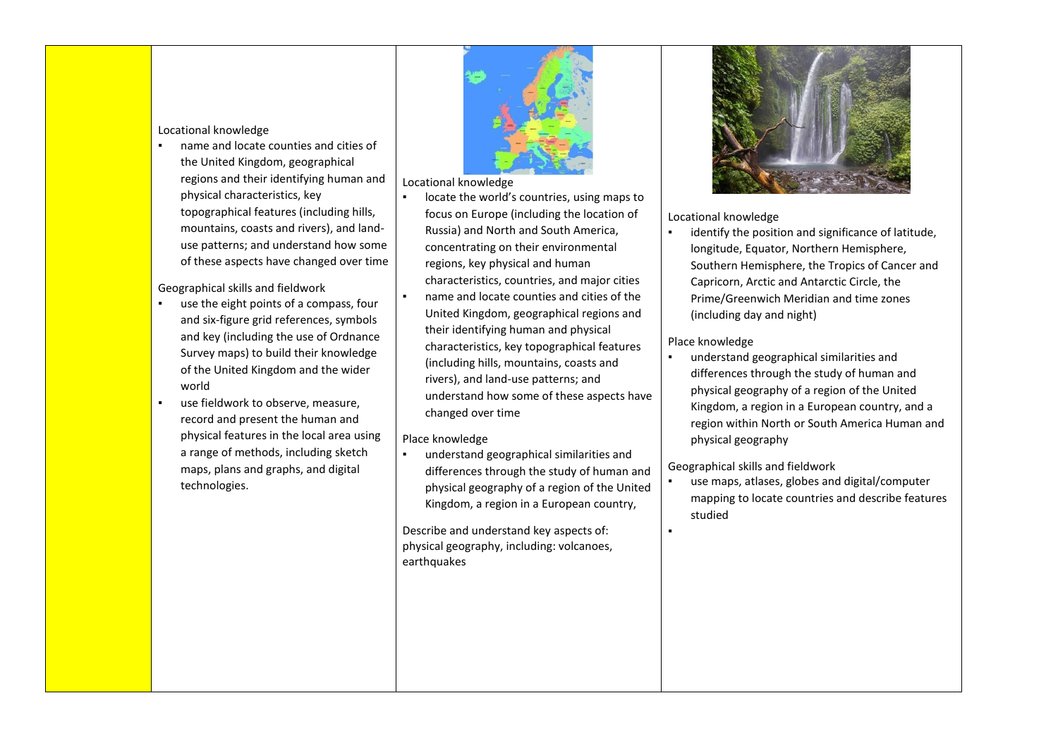| | | | |
|---|---|---|---|
| | Locational knowledge<br>▪ name and locate counties and cities of the United Kingdom, geographical regions and their identifying human and physical characteristics, key topographical features (including hills, mountains, coasts and rivers), and land-use patterns; and understand how some of these aspects have changed over time<br><br>Geographical skills and fieldwork<br>▪ use the eight points of a compass, four and six-figure grid references, symbols and key (including the use of Ordnance Survey maps) to build their knowledge of the United Kingdom and the wider world<br>▪ use fieldwork to observe, measure, record and present the human and physical features in the local area using a range of methods, including sketch maps, plans and graphs, and digital technologies. | Locational knowledge<br>▪ locate the world's countries, using maps to focus on Europe (including the location of Russia) and North and South America, concentrating on their environmental regions, key physical and human characteristics, countries, and major cities<br>▪ name and locate counties and cities of the United Kingdom, geographical regions and their identifying human and physical characteristics, key topographical features (including hills, mountains, coasts and rivers), and land-use patterns; and understand how some of these aspects have changed over time<br><br>Place knowledge<br>▪ understand geographical similarities and differences through the study of human and physical geography of a region of the United Kingdom, a region in a European country,<br><br>Describe and understand key aspects of: physical geography, including: volcanoes, earthquakes | Locational knowledge<br>▪ identify the position and significance of latitude, longitude, Equator, Northern Hemisphere, Southern Hemisphere, the Tropics of Cancer and Capricorn, Arctic and Antarctic Circle, the Prime/Greenwich Meridian and time zones (including day and night)<br><br>Place knowledge<br>▪ understand geographical similarities and differences through the study of human and physical geography of a region of the United Kingdom, a region in a European country, and a region within North or South America Human and physical geography<br><br>Geographical skills and fieldwork<br>▪ use maps, atlases, globes and digital/computer mapping to locate countries and describe features studied<br>▪ |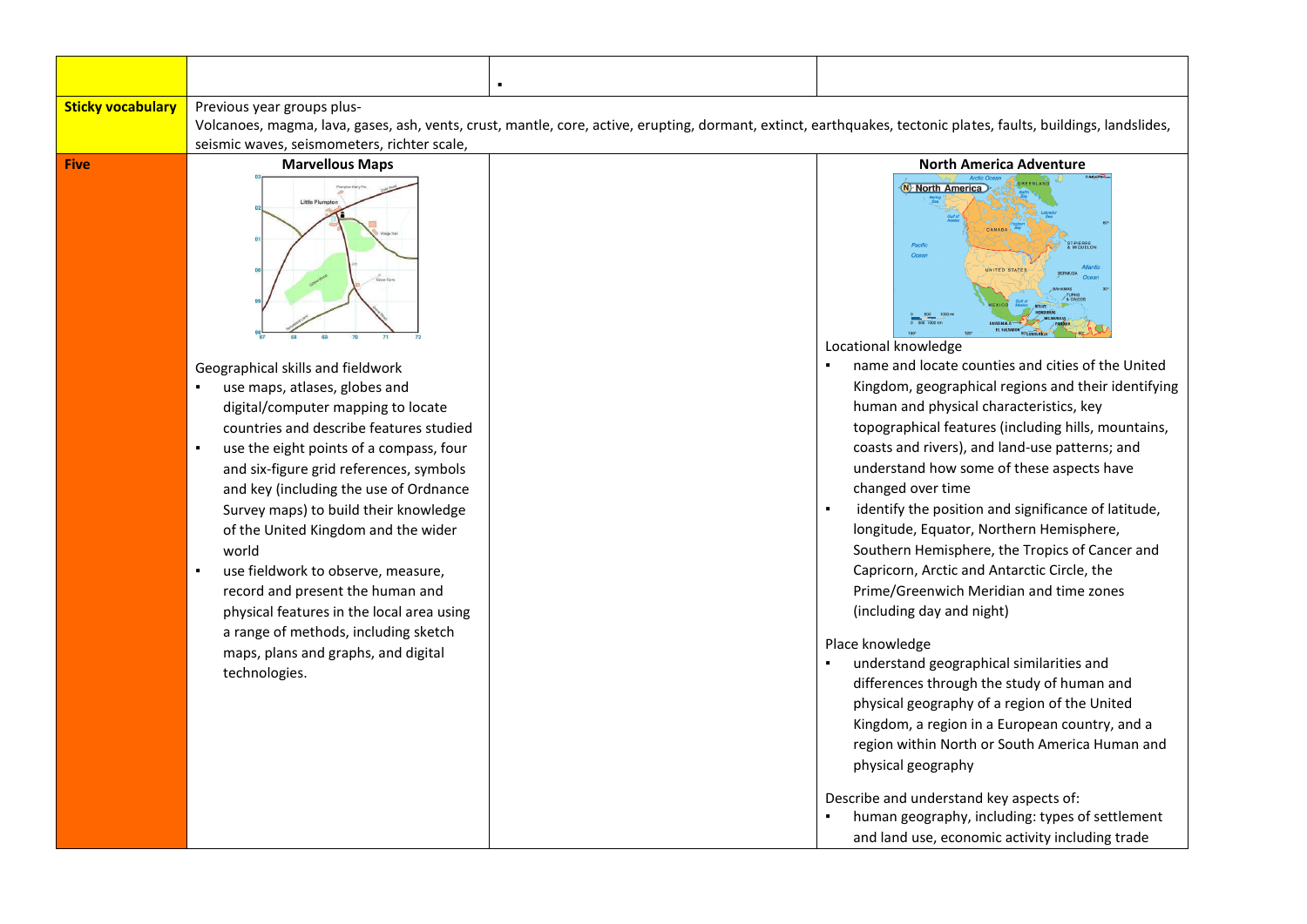| | | ▪ | |
|---|---|---|---|
| **Sticky vocabulary** | Previous year groups plus-<br>Volcanoes, magma, lava, gases, ash, vents, crust, mantle, core, active, erupting, dormant, extinct, earthquakes, tectonic plates, faults, buildings, landslides, seismic waves, seismometers, richter scale, | | |
| **Five** | **Marvellous Maps**<br><br>Geographical skills and fieldwork<br>▪ use maps, atlases, globes and digital/computer mapping to locate countries and describe features studied<br>▪ use the eight points of a compass, four and six-figure grid references, symbols and key (including the use of Ordnance Survey maps) to build their knowledge of the United Kingdom and the wider world<br>▪ use fieldwork to observe, measure, record and present the human and physical features in the local area using a range of methods, including sketch maps, plans and graphs, and digital technologies. | | **North America Adventure**<br><br>Locational knowledge<br>▪ name and locate counties and cities of the United Kingdom, geographical regions and their identifying human and physical characteristics, key topographical features (including hills, mountains, coasts and rivers), and land-use patterns; and understand how some of these aspects have changed over time<br>▪ identify the position and significance of latitude, longitude, Equator, Northern Hemisphere, Southern Hemisphere, the Tropics of Cancer and Capricorn, Arctic and Antarctic Circle, the Prime/Greenwich Meridian and time zones (including day and night)<br><br>Place knowledge<br>▪ understand geographical similarities and differences through the study of human and physical geography of a region of the United Kingdom, a region in a European country, and a region within North or South America Human and physical geography<br><br>Describe and understand key aspects of:<br>▪ human geography, including: types of settlement and land use, economic activity including trade |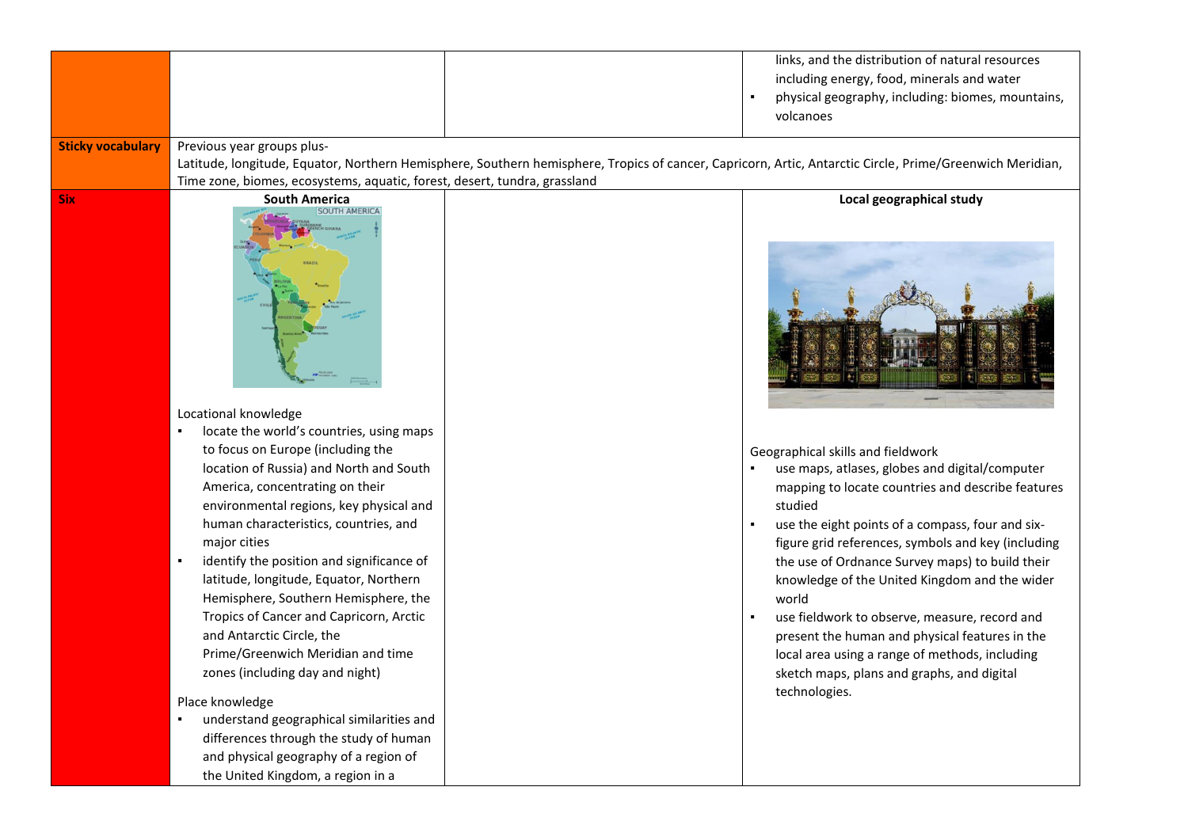| | | | |
|---|---|---|---|
| | | | links, and the distribution of natural resources including energy, food, minerals and water<br>▪ physical geography, including: biomes, mountains, volcanoes |
| **Sticky vocabulary** | Previous year groups plus-<br>Latitude, longitude, Equator, Northern Hemisphere, Southern hemisphere, Tropics of cancer, Capricorn, Artic, Antarctic Circle, Prime/Greenwich Meridian, Time zone, biomes, ecosystems, aquatic, forest, desert, tundra, grassland | | |
| **Six** | **South America**<br><br>Locational knowledge<br>▪ locate the world's countries, using maps to focus on Europe (including the location of Russia) and North and South America, concentrating on their environmental regions, key physical and human characteristics, countries, and major cities<br>▪ identify the position and significance of latitude, longitude, Equator, Northern Hemisphere, Southern Hemisphere, the Tropics of Cancer and Capricorn, Arctic and Antarctic Circle, the Prime/Greenwich Meridian and time zones (including day and night)<br><br>Place knowledge<br>▪ understand geographical similarities and differences through the study of human and physical geography of a region of the United Kingdom, a region in a | | **Local geographical study**<br><br>Geographical skills and fieldwork<br>▪ use maps, atlases, globes and digital/computer mapping to locate countries and describe features studied<br>▪ use the eight points of a compass, four and six-figure grid references, symbols and key (including the use of Ordnance Survey maps) to build their knowledge of the United Kingdom and the wider world<br>▪ use fieldwork to observe, measure, record and present the human and physical features in the local area using a range of methods, including sketch maps, plans and graphs, and digital technologies. |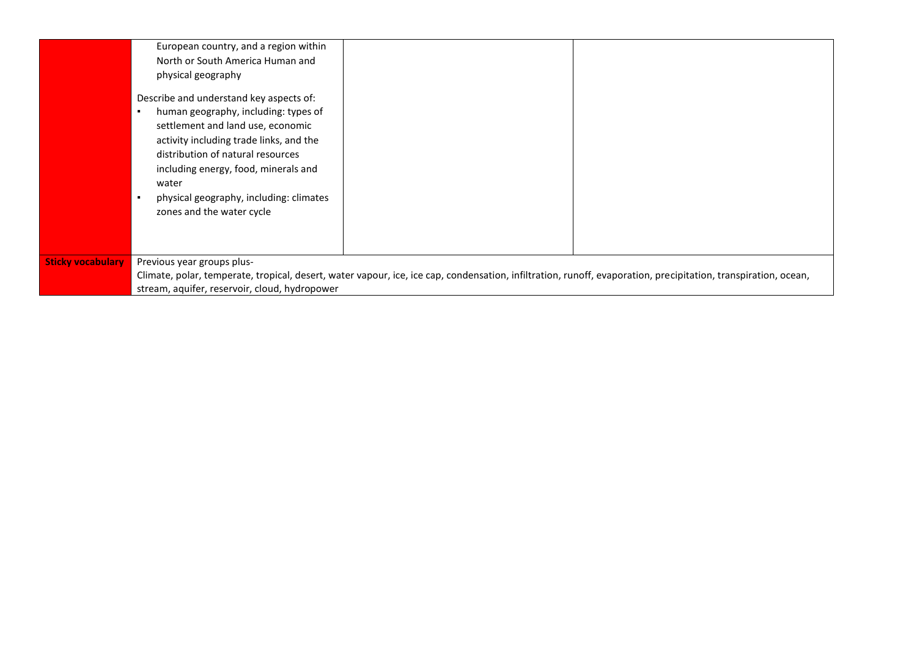| | | | |
|---|---|---|---|
| | European country, and a region within North or South America Human and physical geography<br><br>Describe and understand key aspects of:<br>▪ human geography, including: types of settlement and land use, economic activity including trade links, and the distribution of natural resources including energy, food, minerals and water<br>▪ physical geography, including: climates zones and the water cycle | | |
| **Sticky vocabulary** | Previous year groups plus-<br>Climate, polar, temperate, tropical, desert, water vapour, ice, ice cap, condensation, infiltration, runoff, evaporation, precipitation, transpiration, ocean, stream, aquifer, reservoir, cloud, hydropower | | |